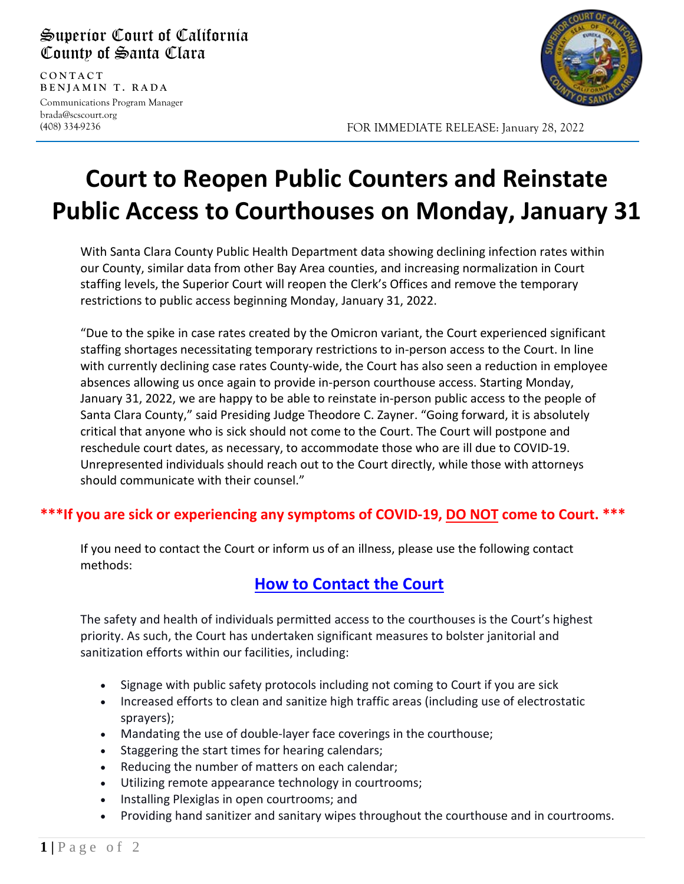Superior Court of California
County of Santa Clara

CONTACT
BENJAMIN T. RADA
Communications Program Manager
brada@scscourt.org
(408) 334-9236

FOR IMMEDIATE RELEASE: January 28, 2022

# Court to Reopen Public Counters and Reinstate Public Access to Courthouses on Monday, January 31

With Santa Clara County Public Health Department data showing declining infection rates within our County, similar data from other Bay Area counties, and increasing normalization in Court staffing levels, the Superior Court will reopen the Clerk's Offices and remove the temporary restrictions to public access beginning Monday, January 31, 2022.

"Due to the spike in case rates created by the Omicron variant, the Court experienced significant staffing shortages necessitating temporary restrictions to in-person access to the Court. In line with currently declining case rates County-wide, the Court has also seen a reduction in employee absences allowing us once again to provide in-person courthouse access. Starting Monday, January 31, 2022, we are happy to be able to reinstate in-person public access to the people of Santa Clara County," said Presiding Judge Theodore C. Zayner. "Going forward, it is absolutely critical that anyone who is sick should not come to the Court. The Court will postpone and reschedule court dates, as necessary, to accommodate those who are ill due to COVID-19. Unrepresented individuals should reach out to the Court directly, while those with attorneys should communicate with their counsel."

**\*\*\*If you are sick or experiencing any symptoms of COVID-19, DO NOT come to Court. \*\*\***

If you need to contact the Court or inform us of an illness, please use the following contact methods:

**How to Contact the Court**

The safety and health of individuals permitted access to the courthouses is the Court's highest priority. As such, the Court has undertaken significant measures to bolster janitorial and sanitization efforts within our facilities, including:

- Signage with public safety protocols including not coming to Court if you are sick
- Increased efforts to clean and sanitize high traffic areas (including use of electrostatic sprayers);
- Mandating the use of double-layer face coverings in the courthouse;
- Staggering the start times for hearing calendars;
- Reducing the number of matters on each calendar;
- Utilizing remote appearance technology in courtrooms;
- Installing Plexiglas in open courtrooms; and
- Providing hand sanitizer and sanitary wipes throughout the courthouse and in courtrooms.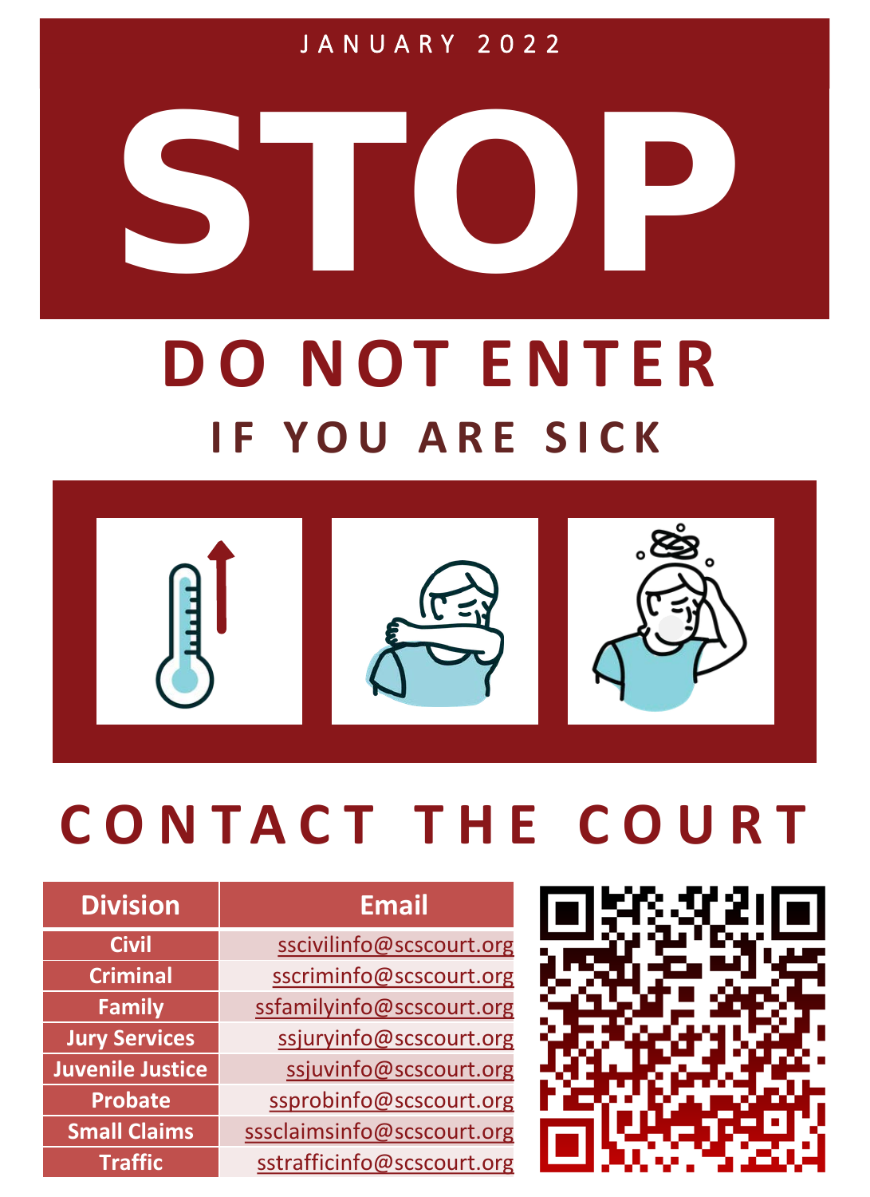JANUARY 2022

# STOP

## DO NOT ENTER

### IF YOU ARE SICK

## CONTACT THE COURT

| Division | Email |
| --- | --- |
| Civil | sscivilinfo@scscourt.org |
| Criminal | sscriminfo@scscourt.org |
| Family | ssfamilyinfo@scscourt.org |
| Jury Services | ssjuryinfo@scscourt.org |
| Juvenile Justice | ssjuvinfo@scscourt.org |
| Probate | ssprobinfo@scscourt.org |
| Small Claims | sssclaimsinfo@scscourt.org |
| Traffic | sstrafficinfo@scscourt.org |